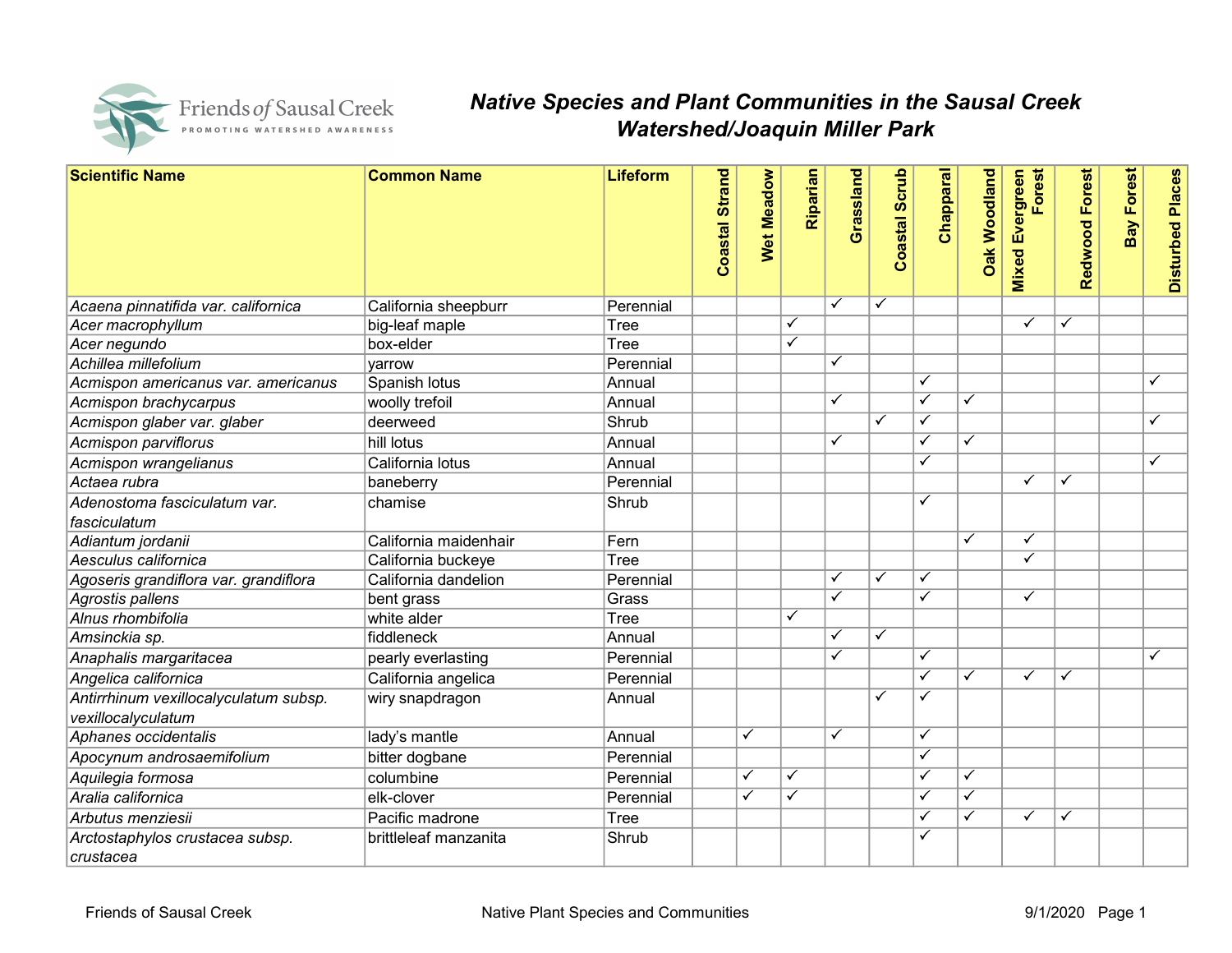# Native Species and Plant Communities in the Sausal Creek Watershed/Joaquin Miller Park

| Scientific Name | Common Name | Lifeform | Coastal Strand | Wet Meadow | Riparian | Grassland | Coastal Scrub | Chapparal | Oak Woodland | Mixed Evergreen Forest | Redwood Forest | Bay Forest | Disturbed Places |
|---|---|---|---|---|---|---|---|---|---|---|---|---|---|
| *Acaena pinnatifida var. californica* | California sheepburr | Perennial | | | | ✓ | ✓ | | | | | | |
| *Acer macrophyllum* | big-leaf maple | Tree | | | ✓ | | | | | ✓ | ✓ | | |
| *Acer negundo* | box-elder | Tree | | | ✓ | | | | | | | | |
| *Achillea millefolium* | yarrow | Perennial | | | | ✓ | | | | | | | |
| *Acmispon americanus var. americanus* | Spanish lotus | Annual | | | | | | ✓ | | | | | ✓ |
| *Acmispon brachycarpus* | woolly trefoil | Annual | | | | ✓ | | ✓ | ✓ | | | | |
| *Acmispon glaber var. glaber* | deerweed | Shrub | | | | | ✓ | ✓ | | | | | ✓ |
| *Acmispon parviflorus* | hill lotus | Annual | | | | ✓ | | ✓ | ✓ | | | | |
| *Acmispon wrangelianus* | California lotus | Annual | | | | | | ✓ | | | | | ✓ |
| *Actaea rubra* | baneberry | Perennial | | | | | | | | ✓ | ✓ | | |
| *Adenostoma fasciculatum var. fasciculatum* | chamise | Shrub | | | | | | ✓ | | | | | |
| *Adiantum jordanii* | California maidenhair | Fern | | | | | | | ✓ | ✓ | | | |
| *Aesculus californica* | California buckeye | Tree | | | | | | | | ✓ | | | |
| *Agoseris grandiflora var. grandiflora* | California dandelion | Perennial | | | | ✓ | ✓ | ✓ | | | | | |
| *Agrostis pallens* | bent grass | Grass | | | | ✓ | | ✓ | | ✓ | | | |
| *Alnus rhombifolia* | white alder | Tree | | | ✓ | | | | | | | | |
| *Amsinckia sp.* | fiddleneck | Annual | | | | ✓ | ✓ | | | | | | |
| *Anaphalis margaritacea* | pearly everlasting | Perennial | | | | ✓ | | ✓ | | | | | ✓ |
| *Angelica californica* | California angelica | Perennial | | | | | | ✓ | ✓ | ✓ | ✓ | | |
| *Antirrhinum vexillocalyculatum subsp. vexillocalyculatum* | wiry snapdragon | Annual | | | | | ✓ | ✓ | | | | | |
| *Aphanes occidentalis* | lady's mantle | Annual | | ✓ | | ✓ | | ✓ | | | | | |
| *Apocynum androsaemifolium* | bitter dogbane | Perennial | | | | | | ✓ | | | | | |
| *Aquilegia formosa* | columbine | Perennial | | ✓ | ✓ | | | ✓ | ✓ | | | | |
| *Aralia californica* | elk-clover | Perennial | | ✓ | ✓ | | | ✓ | ✓ | | | | |
| *Arbutus menziesii* | Pacific madrone | Tree | | | | | | ✓ | ✓ | ✓ | ✓ | | |
| *Arctostaphylos crustacea subsp. crustacea* | brittleleaf manzanita | Shrub | | | | | | ✓ | | | | | |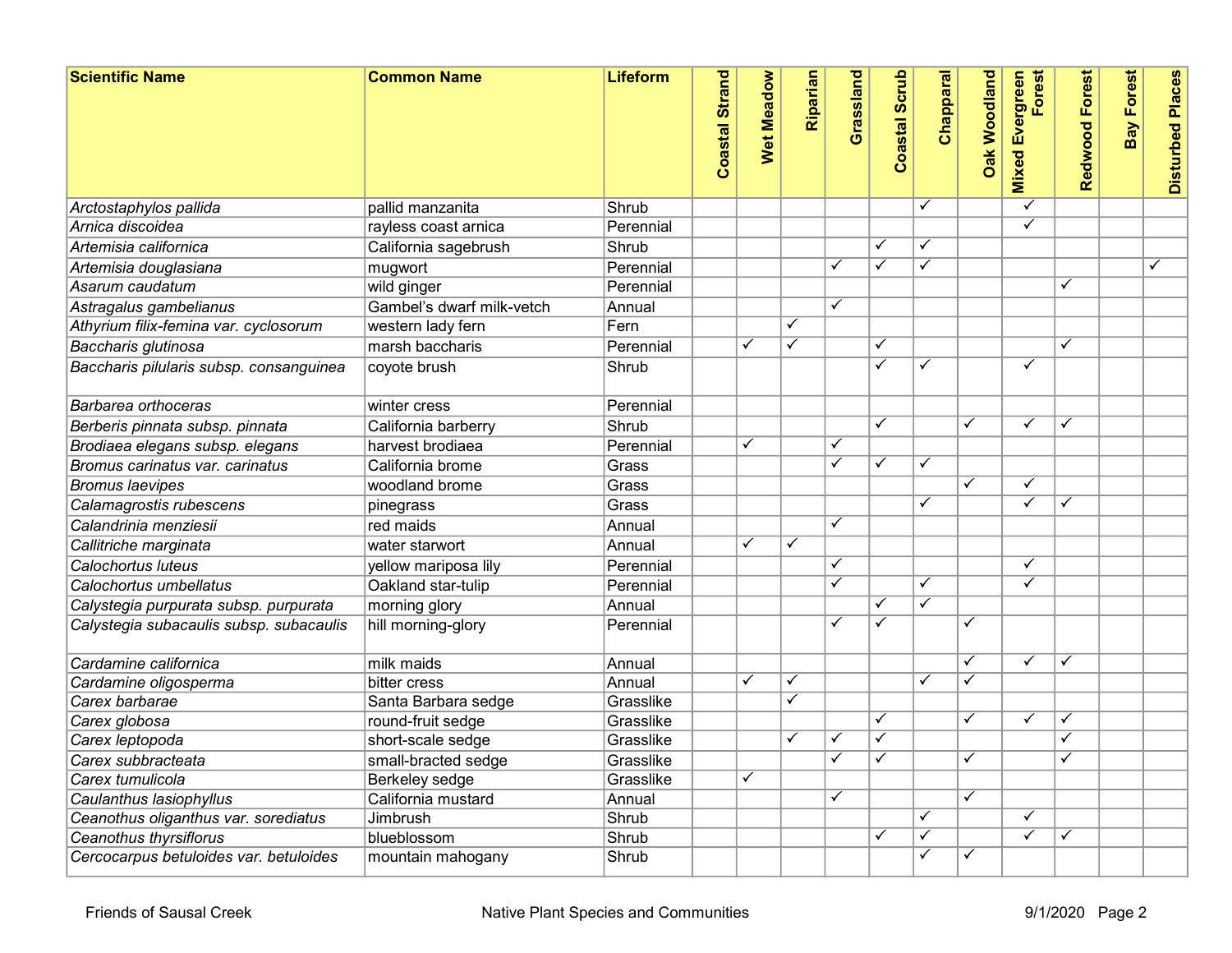| Scientific Name | Common Name | Lifeform | Coastal Strand | Wet Meadow | Riparian | Grassland | Coastal Scrub | Chapparal | Oak Woodland | Mixed Evergreen Forest | Redwood Forest | Bay Forest | Disturbed Places |
|---|---|---|---|---|---|---|---|---|---|---|---|---|---|
| *Arctostaphylos pallida* | pallid manzanita | Shrub | | | | | | ✓ | | ✓ | | | |
| *Arnica discoidea* | rayless coast arnica | Perennial | | | | | | | | ✓ | | | |
| *Artemisia californica* | California sagebrush | Shrub | | | | | ✓ | ✓ | | | | | |
| *Artemisia douglasiana* | mugwort | Perennial | | | | ✓ | ✓ | ✓ | | | | | ✓ |
| *Asarum caudatum* | wild ginger | Perennial | | | | | | | | | ✓ | | |
| *Astragalus gambelianus* | Gambel's dwarf milk-vetch | Annual | | | | ✓ | | | | | | | |
| *Athyrium filix-femina var. cyclosorum* | western lady fern | Fern | | | ✓ | | | | | | | | |
| *Baccharis glutinosa* | marsh baccharis | Perennial | | ✓ | ✓ | | ✓ | | | | ✓ | | |
| *Baccharis pilularis subsp. consanguinea* | coyote brush | Shrub | | | | | ✓ | ✓ | | ✓ | | | |
| *Barbarea orthoceras* | winter cress | Perennial | | | | | | | | | | | |
| *Berberis pinnata subsp. pinnata* | California barberry | Shrub | | | | | ✓ | | ✓ | ✓ | ✓ | | |
| *Brodiaea elegans subsp. elegans* | harvest brodiaea | Perennial | | ✓ | | ✓ | | | | | | | |
| *Bromus carinatus var. carinatus* | California brome | Grass | | | | ✓ | ✓ | ✓ | | | | | |
| *Bromus laevipes* | woodland brome | Grass | | | | | | | ✓ | ✓ | | | |
| *Calamagrostis rubescens* | pinegrass | Grass | | | | | | ✓ | | ✓ | ✓ | | |
| *Calandrinia menziesii* | red maids | Annual | | | | ✓ | | | | | | | |
| *Callitriche marginata* | water starwort | Annual | | ✓ | ✓ | | | | | | | | |
| *Calochortus luteus* | yellow mariposa lily | Perennial | | | | ✓ | | | | ✓ | | | |
| *Calochortus umbellatus* | Oakland star-tulip | Perennial | | | | ✓ | | ✓ | | ✓ | | | |
| *Calystegia purpurata subsp. purpurata* | morning glory | Annual | | | | | ✓ | ✓ | | | | | |
| *Calystegia subacaulis subsp. subacaulis* | hill morning-glory | Perennial | | | | ✓ | ✓ | | ✓ | | | | |
| *Cardamine californica* | milk maids | Annual | | | | | | | ✓ | ✓ | ✓ | | |
| *Cardamine oligosperma* | bitter cress | Annual | | ✓ | ✓ | | | ✓ | ✓ | | | | |
| *Carex barbarae* | Santa Barbara sedge | Grasslike | | | ✓ | | | | | | | | |
| *Carex globosa* | round-fruit sedge | Grasslike | | | | | ✓ | | ✓ | ✓ | ✓ | | |
| *Carex leptopoda* | short-scale sedge | Grasslike | | | ✓ | ✓ | ✓ | | | | ✓ | | |
| *Carex subbracteata* | small-bracted sedge | Grasslike | | | | ✓ | ✓ | | ✓ | | ✓ | | |
| *Carex tumulicola* | Berkeley sedge | Grasslike | | ✓ | | | | | | | | | |
| *Caulanthus lasiophyllus* | California mustard | Annual | | | | ✓ | | | ✓ | | | | |
| *Ceanothus oliganthus var. sorediatus* | Jimbrush | Shrub | | | | | | ✓ | | ✓ | | | |
| *Ceanothus thyrsiflorus* | blueblossom | Shrub | | | | | ✓ | ✓ | | ✓ | ✓ | | |
| *Cercocarpus betuloides var. betuloides* | mountain mahogany | Shrub | | | | | | ✓ | ✓ | | | | |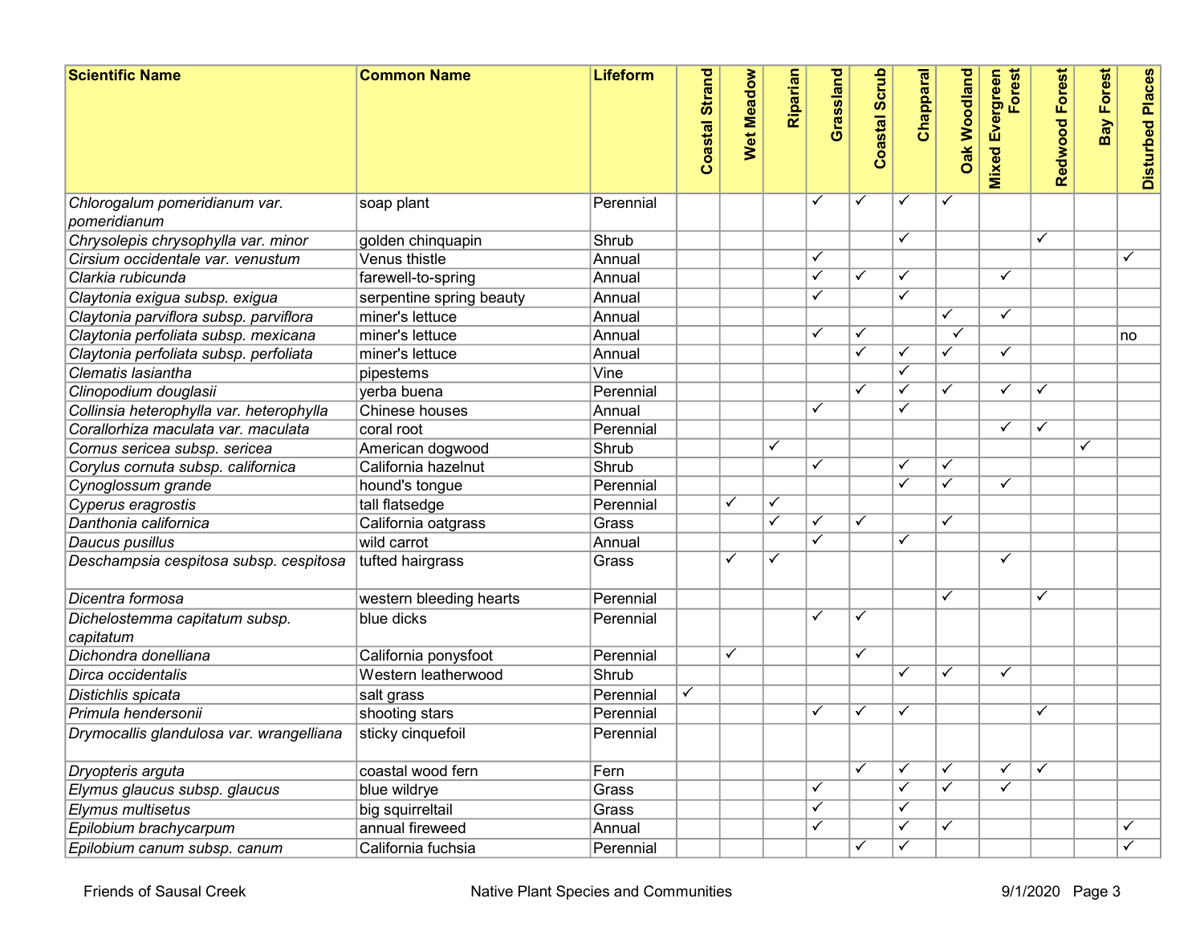| Scientific Name | Common Name | Lifeform | Coastal Strand | Wet Meadow | Riparian | Grassland | Coastal Scrub | Chapparal | Oak Woodland | Mixed Evergreen Forest | Redwood Forest | Bay Forest | Disturbed Places |
|---|---|---|---|---|---|---|---|---|---|---|---|---|---|
| *Chlorogalum pomeridianum var. pomeridianum* | soap plant | Perennial | | | | ✓ | ✓ | ✓ | ✓ | | | | |
| *Chrysolepis chrysophylla var. minor* | golden chinquapin | Shrub | | | | | | ✓ | | | ✓ | | |
| *Cirsium occidentale var. venustum* | Venus thistle | Annual | | | | ✓ | | | | | | | ✓ |
| *Clarkia rubicunda* | farewell-to-spring | Annual | | | | ✓ | ✓ | ✓ | | ✓ | | | |
| *Claytonia exigua subsp. exigua* | serpentine spring beauty | Annual | | | | ✓ | | ✓ | | | | | |
| *Claytonia parviflora subsp. parviflora* | miner's lettuce | Annual | | | | | | | ✓ | ✓ | | | |
| *Claytonia perfoliata subsp. mexicana* | miner's lettuce | Annual | | | | ✓ | ✓ | | ✓ | | | | no |
| *Claytonia perfoliata subsp. perfoliata* | miner's lettuce | Annual | | | | | ✓ | ✓ | ✓ | ✓ | | | |
| *Clematis lasiantha* | pipestems | Vine | | | | | | ✓ | | | | | |
| *Clinopodium douglasii* | yerba buena | Perennial | | | | | ✓ | ✓ | ✓ | ✓ | ✓ | | |
| *Collinsia heterophylla var. heterophylla* | Chinese houses | Annual | | | | ✓ | | ✓ | | | | | |
| *Corallorhiza maculata var. maculata* | coral root | Perennial | | | | | | | | ✓ | ✓ | | |
| *Cornus sericea subsp. sericea* | American dogwood | Shrub | | | ✓ | | | | | | | ✓ | |
| *Corylus cornuta subsp. californica* | California hazelnut | Shrub | | | | ✓ | | ✓ | ✓ | | | | |
| *Cynoglossum grande* | hound's tongue | Perennial | | | | | | ✓ | ✓ | ✓ | | | |
| *Cyperus eragrostis* | tall flatsedge | Perennial | | ✓ | ✓ | | | | | | | | |
| *Danthonia californica* | California oatgrass | Grass | | | ✓ | ✓ | ✓ | | ✓ | | | | |
| *Daucus pusillus* | wild carrot | Annual | | | | ✓ | | ✓ | | | | | |
| *Deschampsia cespitosa subsp. cespitosa* | tufted hairgrass | Grass | | ✓ | ✓ | | | | | ✓ | | | |
| *Dicentra formosa* | western bleeding hearts | Perennial | | | | | | | ✓ | | ✓ | | |
| *Dichelostemma capitatum subsp. capitatum* | blue dicks | Perennial | | | | ✓ | ✓ | | | | | | |
| *Dichondra donelliana* | California ponysfoot | Perennial | | ✓ | | | ✓ | | | | | | |
| *Dirca occidentalis* | Western leatherwood | Shrub | | | | | | ✓ | ✓ | ✓ | | | |
| *Distichlis spicata* | salt grass | Perennial | ✓ | | | | | | | | | | |
| *Primula hendersonii* | shooting stars | Perennial | | | | ✓ | ✓ | ✓ | | | ✓ | | |
| *Drymocallis glandulosa var. wrangelliana* | sticky cinquefoil | Perennial | | | | | | | | | | | |
| *Dryopteris arguta* | coastal wood fern | Fern | | | | | ✓ | ✓ | ✓ | ✓ | ✓ | | |
| *Elymus glaucus subsp. glaucus* | blue wildrye | Grass | | | | ✓ | | ✓ | ✓ | ✓ | | | |
| *Elymus multisetus* | big squirreltail | Grass | | | | ✓ | | ✓ | | | | | |
| *Epilobium brachycarpum* | annual fireweed | Annual | | | | ✓ | | ✓ | ✓ | | | | ✓ |
| *Epilobium canum subsp. canum* | California fuchsia | Perennial | | | | | ✓ | ✓ | | | | | ✓ |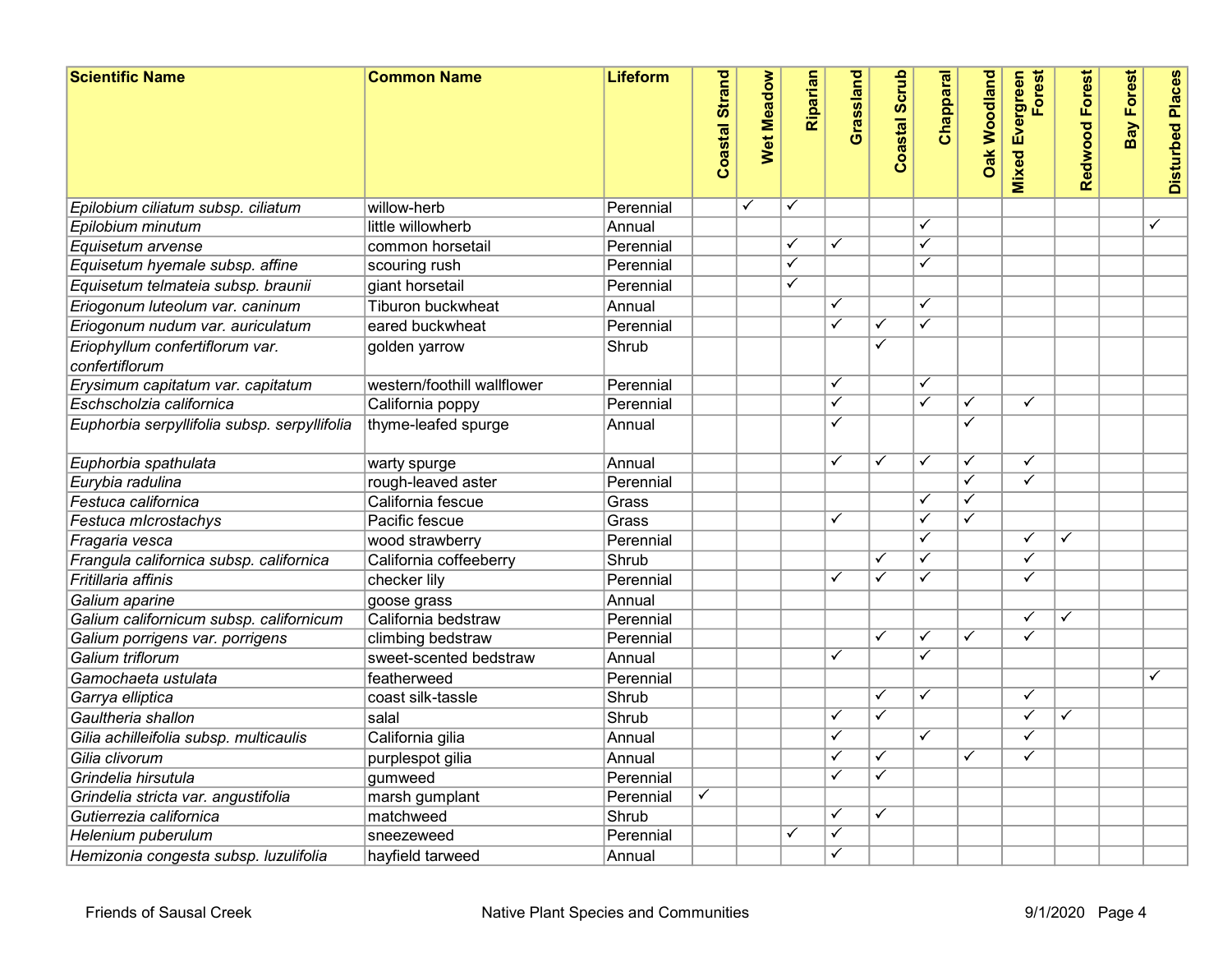| Scientific Name | Common Name | Lifeform | Coastal Strand | Wet Meadow | Riparian | Grassland | Coastal Scrub | Chapparal | Oak Woodland | Mixed Evergreen Forest | Redwood Forest | Bay Forest | Disturbed Places |
|---|---|---|---|---|---|---|---|---|---|---|---|---|---|
| *Epilobium ciliatum subsp. ciliatum* | willow-herb | Perennial | | ✓ | ✓ | | | | | | | | |
| *Epilobium minutum* | little willowherb | Annual | | | | | | ✓ | | | | | ✓ |
| *Equisetum arvense* | common horsetail | Perennial | | | ✓ | ✓ | | ✓ | | | | | |
| *Equisetum hyemale subsp. affine* | scouring rush | Perennial | | | ✓ | | | ✓ | | | | | |
| *Equisetum telmateia subsp. braunii* | giant horsetail | Perennial | | | ✓ | | | | | | | | |
| *Eriogonum luteolum var. caninum* | Tiburon buckwheat | Annual | | | | ✓ | | ✓ | | | | | |
| *Eriogonum nudum var. auriculatum* | eared buckwheat | Perennial | | | | ✓ | ✓ | ✓ | | | | | |
| *Eriophyllum confertiflorum var. confertiflorum* | golden yarrow | Shrub | | | | | ✓ | | | | | | |
| *Erysimum capitatum var. capitatum* | western/foothill wallflower | Perennial | | | | ✓ | | ✓ | | | | | |
| *Eschscholzia californica* | California poppy | Perennial | | | | ✓ | | ✓ | ✓ | ✓ | | | |
| *Euphorbia serpyllifolia subsp. serpyllifolia* | thyme-leafed spurge | Annual | | | | ✓ | | | ✓ | | | | |
| *Euphorbia spathulata* | warty spurge | Annual | | | | ✓ | ✓ | ✓ | ✓ | ✓ | | | |
| *Eurybia radulina* | rough-leaved aster | Perennial | | | | | | | ✓ | ✓ | | | |
| *Festuca californica* | California fescue | Grass | | | | | | ✓ | ✓ | | | | |
| *Festuca mIcrostachys* | Pacific fescue | Grass | | | | ✓ | | ✓ | ✓ | | | | |
| *Fragaria vesca* | wood strawberry | Perennial | | | | | | ✓ | | ✓ | ✓ | | |
| *Frangula californica subsp. californica* | California coffeeberry | Shrub | | | | | ✓ | ✓ | | ✓ | | | |
| *Fritillaria affinis* | checker lily | Perennial | | | | ✓ | ✓ | ✓ | | ✓ | | | |
| *Galium aparine* | goose grass | Annual | | | | | | | | | | | |
| *Galium californicum subsp. californicum* | California bedstraw | Perennial | | | | | | | | ✓ | ✓ | | |
| *Galium porrigens var. porrigens* | climbing bedstraw | Perennial | | | | | ✓ | ✓ | ✓ | ✓ | | | |
| *Galium triflorum* | sweet-scented bedstraw | Annual | | | | ✓ | | ✓ | | | | | |
| *Gamochaeta ustulata* | featherweed | Perennial | | | | | | | | | | | ✓ |
| *Garrya elliptica* | coast silk-tassle | Shrub | | | | | ✓ | ✓ | | ✓ | | | |
| *Gaultheria shallon* | salal | Shrub | | | | ✓ | ✓ | | | ✓ | ✓ | | |
| *Gilia achilleifolia subsp. multicaulis* | California gilia | Annual | | | | ✓ | | ✓ | | ✓ | | | |
| *Gilia clivorum* | purplespot gilia | Annual | | | | ✓ | ✓ | | ✓ | ✓ | | | |
| *Grindelia hirsutula* | gumweed | Perennial | | | | ✓ | ✓ | | | | | | |
| *Grindelia stricta var. angustifolia* | marsh gumplant | Perennial | ✓ | | | | | | | | | | |
| *Gutierrezia californica* | matchweed | Shrub | | | | ✓ | ✓ | | | | | | |
| *Helenium puberulum* | sneezeweed | Perennial | | | ✓ | ✓ | | | | | | | |
| *Hemizonia congesta subsp. luzulifolia* | hayfield tarweed | Annual | | | | ✓ | | | | | | | |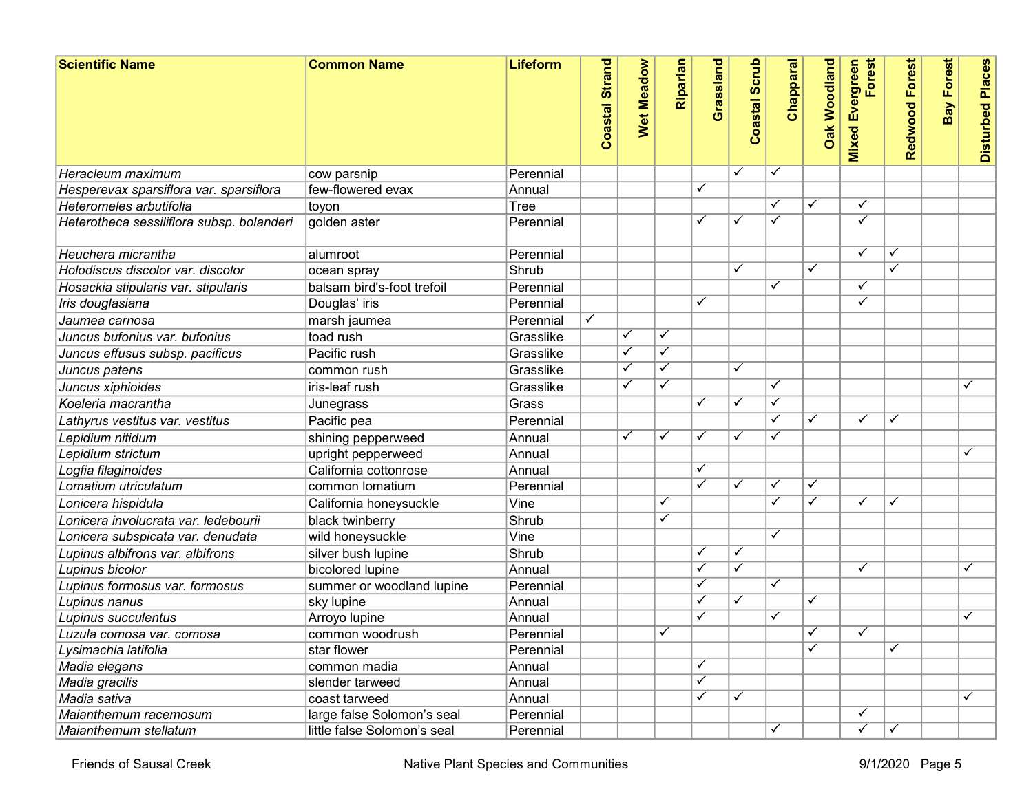| Scientific Name | Common Name | Lifeform | Coastal Strand | Wet Meadow | Riparian | Grassland | Coastal Scrub | Chapparal | Oak Woodland | Mixed Evergreen Forest | Redwood Forest | Bay Forest | Disturbed Places |
|---|---|---|---|---|---|---|---|---|---|---|---|---|---|
| *Heracleum maximum* | cow parsnip | Perennial | | | | | ✓ | ✓ | | | | | |
| *Hesperevax sparsiflora var. sparsiflora* | few-flowered evax | Annual | | | | ✓ | | | | | | | |
| *Heteromeles arbutifolia* | toyon | Tree | | | | | | ✓ | ✓ | ✓ | | | |
| *Heterotheca sessiliflora subsp. bolanderi* | golden aster | Perennial | | | | ✓ | ✓ | ✓ | | ✓ | | | |
| *Heuchera micrantha* | alumroot | Perennial | | | | | | | | ✓ | ✓ | | |
| *Holodiscus discolor var. discolor* | ocean spray | Shrub | | | | | ✓ | | ✓ | | ✓ | | |
| *Hosackia stipularis var. stipularis* | balsam bird's-foot trefoil | Perennial | | | | | | ✓ | | ✓ | | | |
| *Iris douglasiana* | Douglas' iris | Perennial | | | | ✓ | | | | ✓ | | | |
| *Jaumea carnosa* | marsh jaumea | Perennial | ✓ | | | | | | | | | | |
| *Juncus bufonius var. bufonius* | toad rush | Grasslike | | ✓ | ✓ | | | | | | | | |
| *Juncus effusus subsp. pacificus* | Pacific rush | Grasslike | | ✓ | ✓ | | | | | | | | |
| *Juncus patens* | common rush | Grasslike | | ✓ | ✓ | | ✓ | | | | | | |
| *Juncus xiphioides* | iris-leaf rush | Grasslike | | ✓ | ✓ | | | ✓ | | | | | ✓ |
| *Koeleria macrantha* | Junegrass | Grass | | | | ✓ | ✓ | ✓ | | | | | |
| *Lathyrus vestitus var. vestitus* | Pacific pea | Perennial | | | | | | ✓ | ✓ | ✓ | ✓ | | |
| *Lepidium nitidum* | shining pepperweed | Annual | | ✓ | ✓ | ✓ | ✓ | ✓ | | | | | |
| *Lepidium strictum* | upright pepperweed | Annual | | | | | | | | | | | ✓ |
| *Logfia filaginoides* | California cottonrose | Annual | | | | ✓ | | | | | | | |
| *Lomatium utriculatum* | common lomatium | Perennial | | | | ✓ | ✓ | ✓ | ✓ | | | | |
| *Lonicera hispidula* | California honeysuckle | Vine | | | ✓ | | | ✓ | ✓ | ✓ | ✓ | | |
| *Lonicera involucrata var. ledebourii* | black twinberry | Shrub | | | ✓ | | | | | | | | |
| *Lonicera subspicata var. denudata* | wild honeysuckle | Vine | | | | | | ✓ | | | | | |
| *Lupinus albifrons var. albifrons* | silver bush lupine | Shrub | | | | ✓ | ✓ | | | | | | |
| *Lupinus bicolor* | bicolored lupine | Annual | | | | ✓ | ✓ | | | ✓ | | | ✓ |
| *Lupinus formosus var. formosus* | summer or woodland lupine | Perennial | | | | ✓ | | ✓ | | | | | |
| *Lupinus nanus* | sky lupine | Annual | | | | ✓ | ✓ | | ✓ | | | | |
| *Lupinus succulentus* | Arroyo lupine | Annual | | | | ✓ | | ✓ | | | | | ✓ |
| *Luzula comosa var. comosa* | common woodrush | Perennial | | | ✓ | | | | ✓ | ✓ | | | |
| *Lysimachia latifolia* | star flower | Perennial | | | | | | | ✓ | | ✓ | | |
| *Madia elegans* | common madia | Annual | | | | ✓ | | | | | | | |
| *Madia gracilis* | slender tarweed | Annual | | | | ✓ | | | | | | | |
| *Madia sativa* | coast tarweed | Annual | | | | ✓ | ✓ | | | | | | ✓ |
| *Maianthemum racemosum* | large false Solomon's seal | Perennial | | | | | | | | ✓ | | | |
| *Maianthemum stellatum* | little false Solomon's seal | Perennial | | | | | | ✓ | | ✓ | ✓ | | |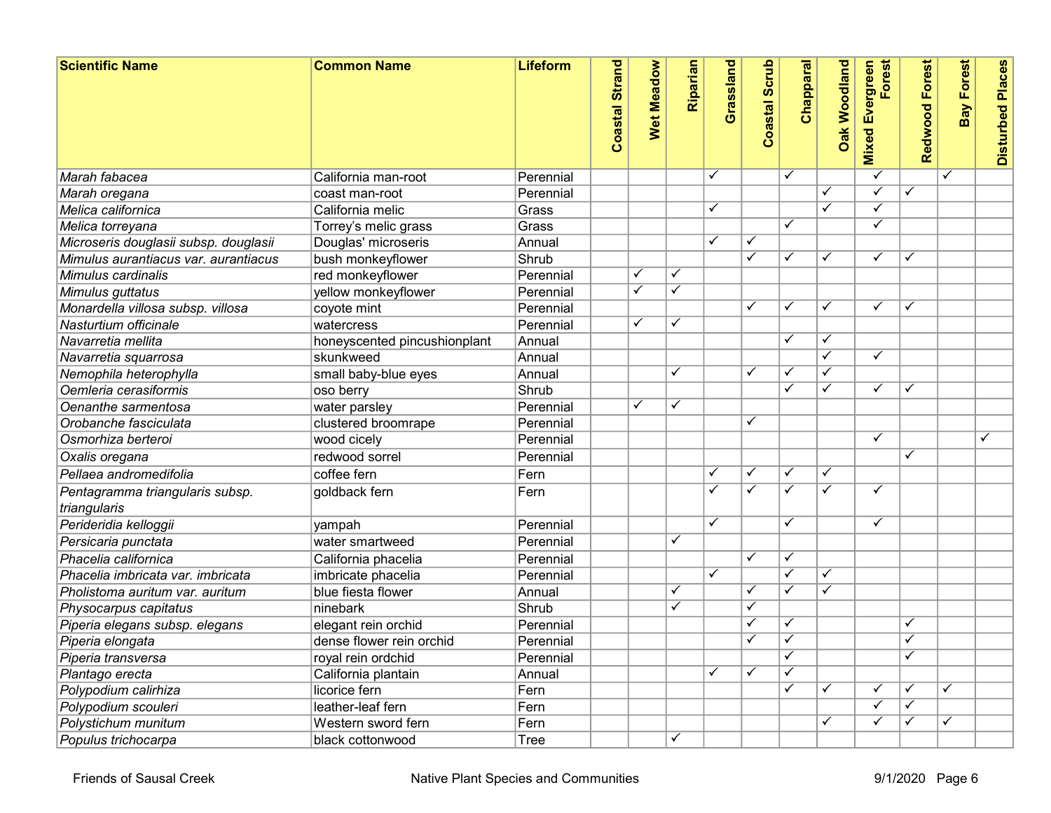| Scientific Name | Common Name | Lifeform | Coastal Strand | Wet Meadow | Riparian | Grassland | Coastal Scrub | Chapparal | Oak Woodland | Mixed Evergreen Forest | Redwood Forest | Bay Forest | Disturbed Places |
|---|---|---|---|---|---|---|---|---|---|---|---|---|---|
| *Marah fabacea* | California man-root | Perennial | | | | ✓ | | ✓ | | ✓ | | ✓ | |
| *Marah oregana* | coast man-root | Perennial | | | | | | | ✓ | ✓ | ✓ | | |
| *Melica californica* | California melic | Grass | | | | ✓ | | | ✓ | ✓ | | | |
| *Melica torreyana* | Torrey's melic grass | Grass | | | | | | ✓ | | ✓ | | | |
| *Microseris douglasii subsp. douglasii* | Douglas' microseris | Annual | | | | ✓ | ✓ | | | | | | |
| *Mimulus aurantiacus var. aurantiacus* | bush monkeyflower | Shrub | | | | | ✓ | ✓ | ✓ | ✓ | ✓ | | |
| *Mimulus cardinalis* | red monkeyflower | Perennial | | ✓ | ✓ | | | | | | | | |
| *Mimulus guttatus* | yellow monkeyflower | Perennial | | ✓ | ✓ | | | | | | | | |
| *Monardella villosa subsp. villosa* | coyote mint | Perennial | | | | | ✓ | ✓ | ✓ | ✓ | ✓ | | |
| *Nasturtium officinale* | watercress | Perennial | | ✓ | ✓ | | | | | | | | |
| *Navarretia mellita* | honeyscented pincushionplant | Annual | | | | | | ✓ | ✓ | | | | |
| *Navarretia squarrosa* | skunkweed | Annual | | | | | | | ✓ | ✓ | | | |
| *Nemophila heterophylla* | small baby-blue eyes | Annual | | | ✓ | | ✓ | ✓ | ✓ | | | | |
| *Oemleria cerasiformis* | oso berry | Shrub | | | | | | ✓ | ✓ | ✓ | ✓ | | |
| *Oenanthe sarmentosa* | water parsley | Perennial | | ✓ | ✓ | | | | | | | | |
| *Orobanche fasciculata* | clustered broomrape | Perennial | | | | | ✓ | | | | | | |
| *Osmorhiza berteroi* | wood cicely | Perennial | | | | | | | | ✓ | | | ✓ |
| *Oxalis oregana* | redwood sorrel | Perennial | | | | | | | | | ✓ | | |
| *Pellaea andromedifolia* | coffee fern | Fern | | | | ✓ | ✓ | ✓ | ✓ | | | | |
| *Pentagramma triangularis subsp. triangularis* | goldback fern | Fern | | | | ✓ | ✓ | ✓ | ✓ | ✓ | | | |
| *Perideridia kelloggii* | yampah | Perennial | | | | ✓ | | ✓ | | ✓ | | | |
| *Persicaria punctata* | water smartweed | Perennial | | | ✓ | | | | | | | | |
| *Phacelia californica* | California phacelia | Perennial | | | | | ✓ | ✓ | | | | | |
| *Phacelia imbricata var. imbricata* | imbricate phacelia | Perennial | | | | ✓ | | ✓ | ✓ | | | | |
| *Pholistoma auritum var. auritum* | blue fiesta flower | Annual | | | ✓ | | ✓ | ✓ | ✓ | | | | |
| *Physocarpus capitatus* | ninebark | Shrub | | | ✓ | | ✓ | | | | | | |
| *Piperia elegans subsp. elegans* | elegant rein orchid | Perennial | | | | | ✓ | ✓ | | | ✓ | | |
| *Piperia elongata* | dense flower rein orchid | Perennial | | | | | ✓ | ✓ | | | ✓ | | |
| *Piperia transversa* | royal rein ordchid | Perennial | | | | | | ✓ | | | ✓ | | |
| *Plantago erecta* | California plantain | Annual | | | | ✓ | ✓ | ✓ | | | | | |
| *Polypodium calirhiza* | licorice fern | Fern | | | | | | ✓ | ✓ | ✓ | ✓ | ✓ | |
| *Polypodium scouleri* | leather-leaf fern | Fern | | | | | | | | ✓ | ✓ | | |
| *Polystichum munitum* | Western sword fern | Fern | | | | | | | ✓ | ✓ | ✓ | ✓ | |
| *Populus trichocarpa* | black cottonwood | Tree | | | ✓ | | | | | | | | |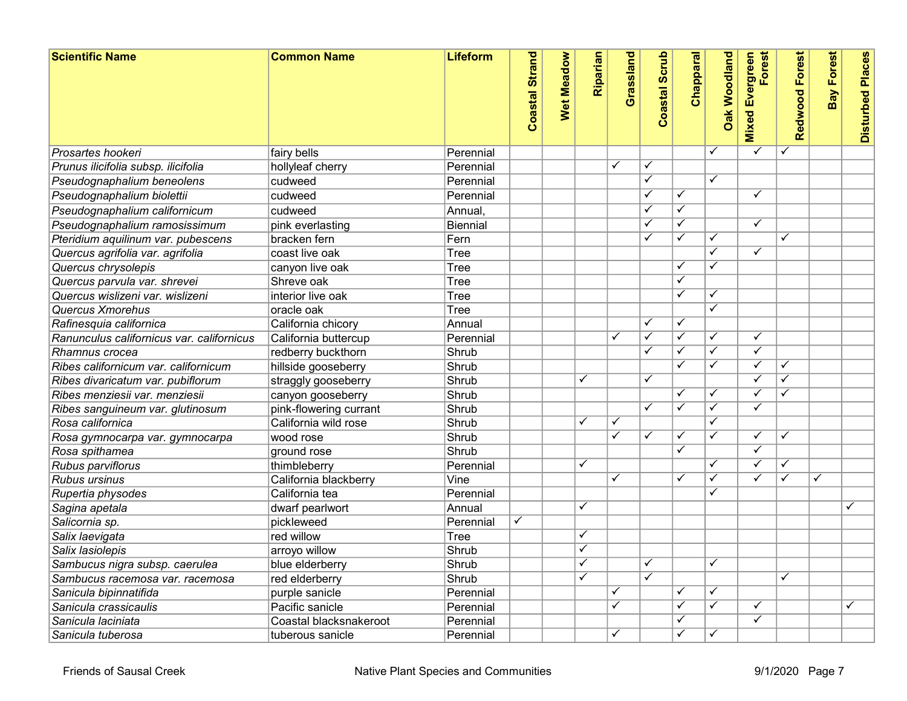| Scientific Name | Common Name | Lifeform | Coastal Strand | Wet Meadow | Riparian | Grassland | Coastal Scrub | Chapparal | Oak Woodland | Mixed Evergreen Forest | Redwood Forest | Bay Forest | Disturbed Places |
|---|---|---|---|---|---|---|---|---|---|---|---|---|---|
| *Prosartes hookeri* | fairy bells | Perennial | | | | | | | ✓ | ✓ | ✓ | | |
| *Prunus ilicifolia subsp. ilicifolia* | hollyleaf cherry | Perennial | | | | ✓ | ✓ | | | | | | |
| *Pseudognaphalium beneolens* | cudweed | Perennial | | | | | ✓ | | ✓ | | | | |
| *Pseudognaphalium biolettii* | cudweed | Perennial | | | | | ✓ | ✓ | | ✓ | | | |
| *Pseudognaphalium californicum* | cudweed | Annual, | | | | | ✓ | ✓ | | | | | |
| *Pseudognaphalium ramosissimum* | pink everlasting | Biennial | | | | | ✓ | ✓ | | ✓ | | | |
| *Pteridium aquilinum var. pubescens* | bracken fern | Fern | | | | | ✓ | ✓ | ✓ | | ✓ | | |
| *Quercus agrifolia var. agrifolia* | coast live oak | Tree | | | | | | | ✓ | ✓ | | | |
| *Quercus chrysolepis* | canyon live oak | Tree | | | | | | ✓ | ✓ | | | | |
| *Quercus parvula var. shrevei* | Shreve oak | Tree | | | | | | ✓ | | | | | |
| *Quercus wislizeni var. wislizeni* | interior live oak | Tree | | | | | | ✓ | ✓ | | | | |
| *Quercus Xmorehus* | oracle oak | Tree | | | | | | | ✓ | | | | |
| *Rafinesquia californica* | California chicory | Annual | | | | | ✓ | ✓ | | | | | |
| *Ranunculus californicus var. californicus* | California buttercup | Perennial | | | | ✓ | ✓ | ✓ | ✓ | ✓ | | | |
| *Rhamnus crocea* | redberry buckthorn | Shrub | | | | | ✓ | ✓ | ✓ | ✓ | | | |
| *Ribes californicum var. californicum* | hillside gooseberry | Shrub | | | | | | ✓ | ✓ | ✓ | ✓ | | |
| *Ribes divaricatum var. pubiflorum* | straggly gooseberry | Shrub | | | ✓ | | ✓ | | | ✓ | ✓ | | |
| *Ribes menziesii var. menziesii* | canyon gooseberry | Shrub | | | | | | ✓ | ✓ | ✓ | ✓ | | |
| *Ribes sanguineum var. glutinosum* | pink-flowering currant | Shrub | | | | | ✓ | ✓ | ✓ | ✓ | | | |
| *Rosa californica* | California wild rose | Shrub | | | ✓ | ✓ | | | ✓ | | | | |
| *Rosa gymnocarpa var. gymnocarpa* | wood rose | Shrub | | | | ✓ | ✓ | ✓ | ✓ | ✓ | ✓ | | |
| *Rosa spithamea* | ground rose | Shrub | | | | | | ✓ | | ✓ | | | |
| *Rubus parviflorus* | thimbleberry | Perennial | | | ✓ | | | | ✓ | ✓ | ✓ | | |
| *Rubus ursinus* | California blackberry | Vine | | | | ✓ | | ✓ | ✓ | ✓ | ✓ | ✓ | |
| *Rupertia physodes* | California tea | Perennial | | | | | | | ✓ | | | | |
| *Sagina apetala* | dwarf pearlwort | Annual | | | ✓ | | | | | | | | ✓ |
| *Salicornia sp.* | pickleweed | Perennial | ✓ | | | | | | | | | | |
| *Salix laevigata* | red willow | Tree | | | ✓ | | | | | | | | |
| *Salix lasiolepis* | arroyo willow | Shrub | | | ✓ | | | | | | | | |
| *Sambucus nigra subsp. caerulea* | blue elderberry | Shrub | | | ✓ | | ✓ | | ✓ | | | | |
| *Sambucus racemosa var. racemosa* | red elderberry | Shrub | | | ✓ | | ✓ | | | | ✓ | | |
| *Sanicula bipinnatifida* | purple sanicle | Perennial | | | | ✓ | | ✓ | ✓ | | | | |
| *Sanicula crassicaulis* | Pacific sanicle | Perennial | | | | ✓ | | ✓ | ✓ | ✓ | | | ✓ |
| *Sanicula laciniata* | Coastal blacksnakeroot | Perennial | | | | | | ✓ | | ✓ | | | |
| *Sanicula tuberosa* | tuberous sanicle | Perennial | | | | ✓ | | ✓ | ✓ | | | | |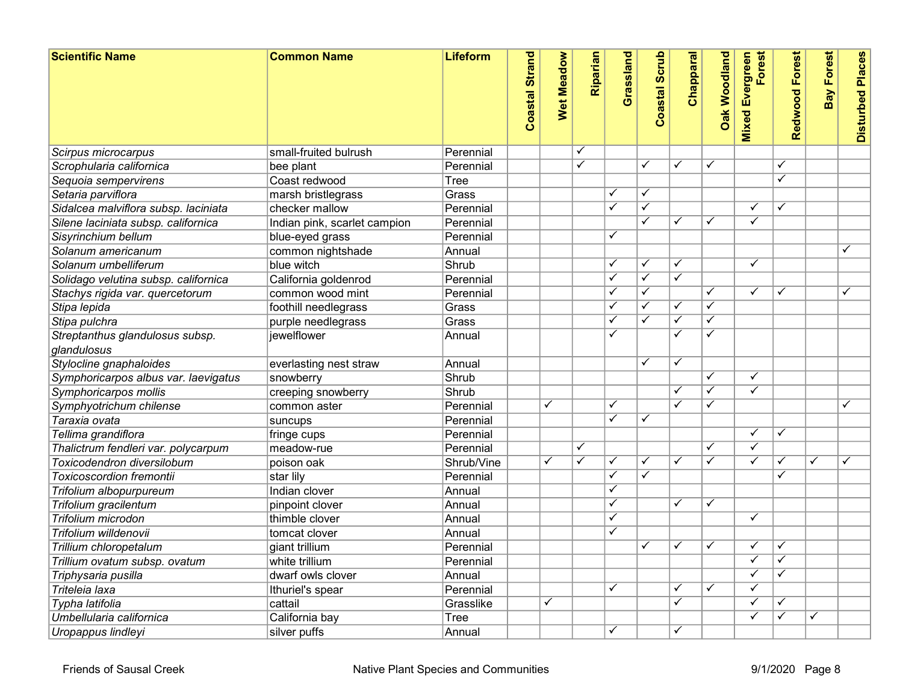| Scientific Name | Common Name | Lifeform | Coastal Strand | Wet Meadow | Riparian | Grassland | Coastal Scrub | Chapparal | Oak Woodland | Mixed Evergreen Forest | Redwood Forest | Bay Forest | Disturbed Places |
|---|---|---|---|---|---|---|---|---|---|---|---|---|---|
| *Scirpus microcarpus* | small-fruited bulrush | Perennial | | | ✓ | | | | | | | | |
| *Scrophularia californica* | bee plant | Perennial | | | ✓ | | ✓ | ✓ | ✓ | | ✓ | | |
| *Sequoia sempervirens* | Coast redwood | Tree | | | | | | | | | ✓ | | |
| *Setaria parviflora* | marsh bristlegrass | Grass | | | | ✓ | ✓ | | | | | | |
| *Sidalcea malviflora subsp. laciniata* | checker mallow | Perennial | | | | ✓ | ✓ | | | ✓ | ✓ | | |
| *Silene laciniata subsp. californica* | Indian pink, scarlet campion | Perennial | | | | | ✓ | ✓ | ✓ | ✓ | | | |
| *Sisyrinchium bellum* | blue-eyed grass | Perennial | | | | ✓ | | | | | | | |
| *Solanum americanum* | common nightshade | Annual | | | | | | | | | | | ✓ |
| *Solanum umbelliferum* | blue witch | Shrub | | | | ✓ | ✓ | ✓ | | ✓ | | | |
| *Solidago velutina subsp. californica* | California goldenrod | Perennial | | | | ✓ | ✓ | ✓ | | | | | |
| *Stachys rigida var. quercetorum* | common wood mint | Perennial | | | | ✓ | ✓ | | ✓ | ✓ | ✓ | | ✓ |
| *Stipa lepida* | foothill needlegrass | Grass | | | | ✓ | ✓ | ✓ | ✓ | | | | |
| *Stipa pulchra* | purple needlegrass | Grass | | | | ✓ | ✓ | ✓ | ✓ | | | | |
| *Streptanthus glandulosus subsp. glandulosus* | jewelflower | Annual | | | | ✓ | | ✓ | ✓ | | | | |
| *Stylocline gnaphaloides* | everlasting nest straw | Annual | | | | | ✓ | ✓ | | | | | |
| *Symphoricarpos albus var. laevigatus* | snowberry | Shrub | | | | | | | ✓ | ✓ | | | |
| *Symphoricarpos mollis* | creeping snowberry | Shrub | | | | | | ✓ | ✓ | ✓ | | | |
| *Symphyotrichum chilense* | common aster | Perennial | | ✓ | | ✓ | | ✓ | ✓ | | | | ✓ |
| *Taraxia ovata* | suncups | Perennial | | | | ✓ | ✓ | | | | | | |
| *Tellima grandiflora* | fringe cups | Perennial | | | | | | | | ✓ | ✓ | | |
| *Thalictrum fendleri var. polycarpum* | meadow-rue | Perennial | | | ✓ | | | | ✓ | ✓ | | | |
| *Toxicodendron diversilobum* | poison oak | Shrub/Vine | | ✓ | ✓ | ✓ | ✓ | ✓ | ✓ | ✓ | ✓ | ✓ | ✓ |
| *Toxicoscordion fremontii* | star lily | Perennial | | | | ✓ | ✓ | | | | ✓ | | |
| *Trifolium albopurpureum* | Indian clover | Annual | | | | ✓ | | | | | | | |
| *Trifolium gracilentum* | pinpoint clover | Annual | | | | ✓ | | ✓ | ✓ | | | | |
| *Trifolium microdon* | thimble clover | Annual | | | | ✓ | | | | ✓ | | | |
| *Trifolium willdenovii* | tomcat clover | Annual | | | | ✓ | | | | | | | |
| *Trillium chloropetalum* | giant trillium | Perennial | | | | | ✓ | ✓ | ✓ | ✓ | ✓ | | |
| *Trillium ovatum subsp. ovatum* | white trillium | Perennial | | | | | | | | ✓ | ✓ | | |
| *Triphysaria pusilla* | dwarf owls clover | Annual | | | | | | | | ✓ | ✓ | | |
| *Triteleia laxa* | Ithuriel's spear | Perennial | | | | ✓ | | ✓ | ✓ | ✓ | | | |
| *Typha latifolia* | cattail | Grasslike | | ✓ | | | | ✓ | | ✓ | ✓ | | |
| *Umbellularia californica* | California bay | Tree | | | | | | | | ✓ | ✓ | ✓ | |
| *Uropappus lindleyi* | silver puffs | Annual | | | | ✓ | | ✓ | | | | | |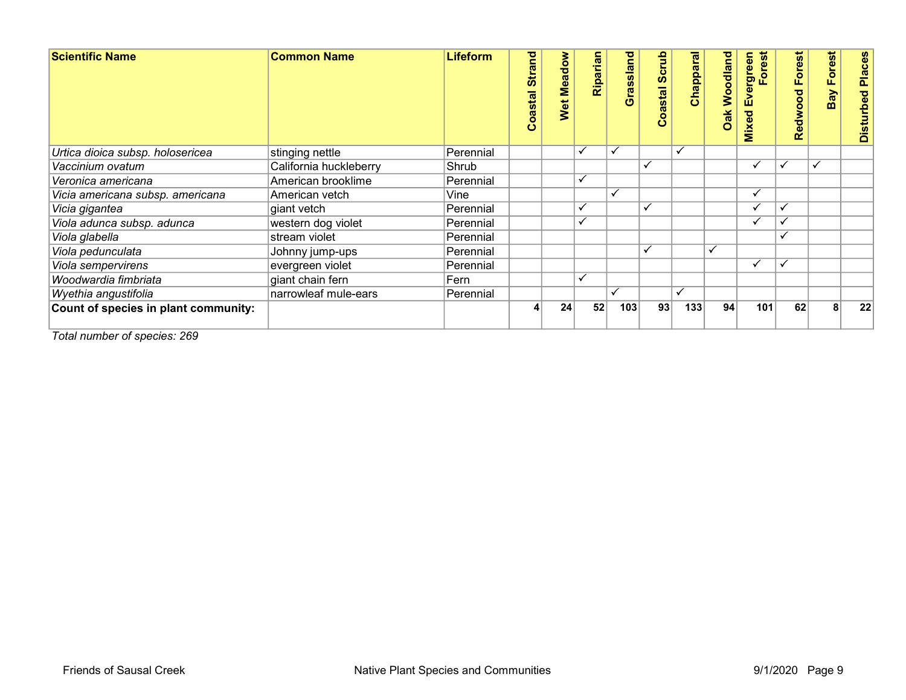| Scientific Name | Common Name | Lifeform | Coastal Strand | Wet Meadow | Riparian | Grassland | Coastal Scrub | Chapparal | Oak Woodland | Mixed Evergreen Forest | Redwood Forest | Bay Forest | Disturbed Places |
|---|---|---|---|---|---|---|---|---|---|---|---|---|---|
| *Urtica dioica subsp. holosericea* | stinging nettle | Perennial | | | ✓ | ✓ | | ✓ | | | | | |
| *Vaccinium ovatum* | California huckleberry | Shrub | | | | | ✓ | | | ✓ | ✓ | ✓ | |
| *Veronica americana* | American brooklime | Perennial | | | ✓ | | | | | | | | |
| *Vicia americana subsp. americana* | American vetch | Vine | | | | ✓ | | | | ✓ | | | |
| *Vicia gigantea* | giant vetch | Perennial | | | ✓ | | ✓ | | | ✓ | ✓ | | |
| *Viola adunca subsp. adunca* | western dog violet | Perennial | | | ✓ | | | | | ✓ | ✓ | | |
| *Viola glabella* | stream violet | Perennial | | | | | | | | | ✓ | | |
| *Viola pedunculata* | Johnny jump-ups | Perennial | | | | | ✓ | | ✓ | | | | |
| *Viola sempervirens* | evergreen violet | Perennial | | | | | | | | ✓ | ✓ | | |
| *Woodwardia fimbriata* | giant chain fern | Fern | | | ✓ | | | | | | | | |
| *Wyethia angustifolia* | narrowleaf mule-ears | Perennial | | | | ✓ | | ✓ | | | | | |
| **Count of species in plant community:** | | | **4** | **24** | **52** | **103** | **93** | **133** | **94** | **101** | **62** | **8** | **22** |

*Total number of species: 269*